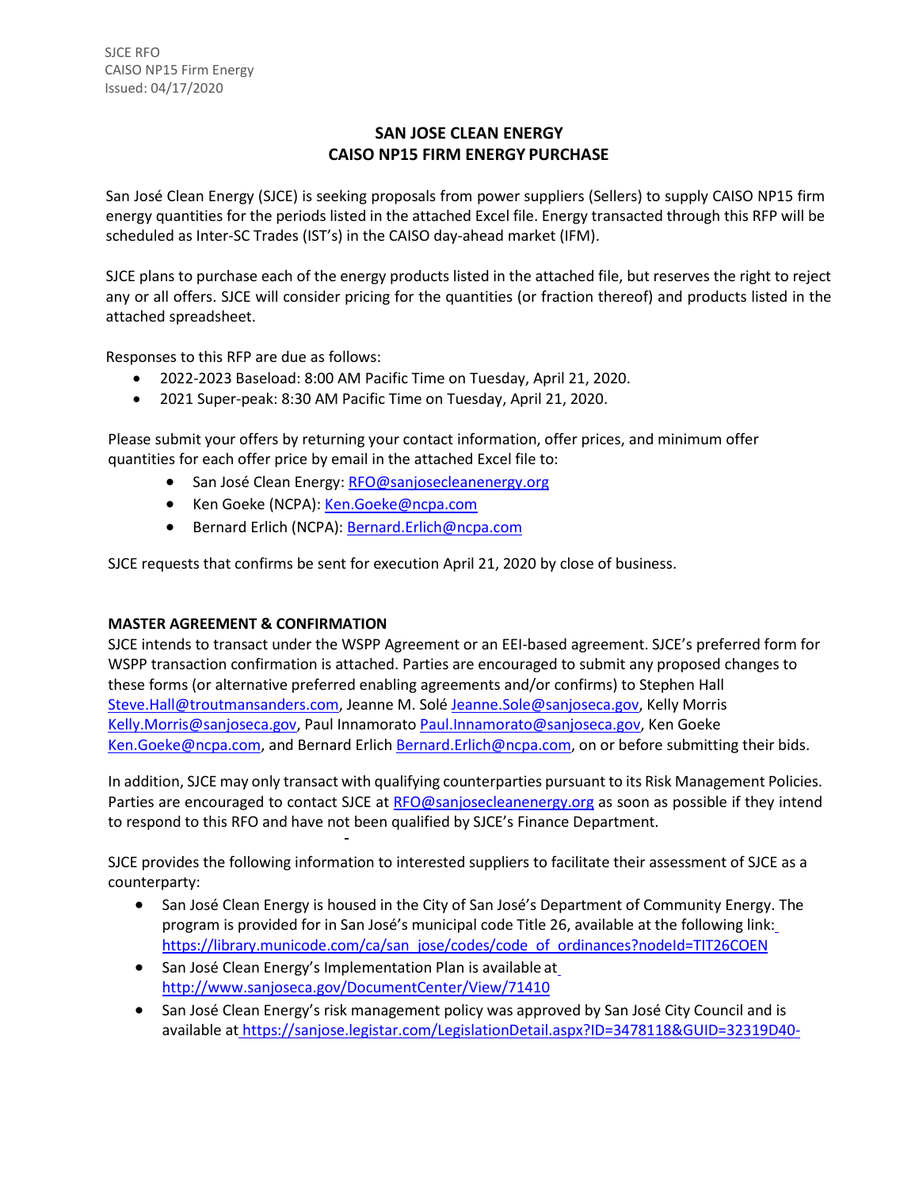SJCE RFO
CAISO NP15 Firm Energy
Issued: 04/17/2020

# SAN JOSE CLEAN ENERGY
# CAISO NP15 FIRM ENERGY PURCHASE

San José Clean Energy (SJCE) is seeking proposals from power suppliers (Sellers) to supply CAISO NP15 firm energy quantities for the periods listed in the attached Excel file. Energy transacted through this RFP will be scheduled as Inter-SC Trades (IST's) in the CAISO day-ahead market (IFM).

SJCE plans to purchase each of the energy products listed in the attached file, but reserves the right to reject any or all offers. SJCE will consider pricing for the quantities (or fraction thereof) and products listed in the attached spreadsheet.

Responses to this RFP are due as follows:

- 2022-2023 Baseload: 8:00 AM Pacific Time on Tuesday, April 21, 2020.
- 2021 Super-peak: 8:30 AM Pacific Time on Tuesday, April 21, 2020.

Please submit your offers by returning your contact information, offer prices, and minimum offer quantities for each offer price by email in the attached Excel file to:

- San José Clean Energy: RFO@sanjosecleanenergy.org
- Ken Goeke (NCPA): Ken.Goeke@ncpa.com
- Bernard Erlich (NCPA): Bernard.Erlich@ncpa.com

SJCE requests that confirms be sent for execution April 21, 2020 by close of business.

**MASTER AGREEMENT & CONFIRMATION**

SJCE intends to transact under the WSPP Agreement or an EEI-based agreement. SJCE's preferred form for WSPP transaction confirmation is attached. Parties are encouraged to submit any proposed changes to these forms (or alternative preferred enabling agreements and/or confirms) to Stephen Hall Steve.Hall@troutmansanders.com, Jeanne M. Solé Jeanne.Sole@sanjoseca.gov, Kelly Morris Kelly.Morris@sanjoseca.gov, Paul Innamorato Paul.Innamorato@sanjoseca.gov, Ken Goeke Ken.Goeke@ncpa.com, and Bernard Erlich Bernard.Erlich@ncpa.com, on or before submitting their bids.

In addition, SJCE may only transact with qualifying counterparties pursuant to its Risk Management Policies. Parties are encouraged to contact SJCE at RFO@sanjosecleanenergy.org as soon as possible if they intend to respond to this RFO and have not been qualified by SJCE's Finance Department.

SJCE provides the following information to interested suppliers to facilitate their assessment of SJCE as a counterparty:

- San José Clean Energy is housed in the City of San José's Department of Community Energy. The program is provided for in San José's municipal code Title 26, available at the following link: https://library.municode.com/ca/san_jose/codes/code_of_ordinances?nodeId=TIT26COEN
- San José Clean Energy's Implementation Plan is available at http://www.sanjoseca.gov/DocumentCenter/View/71410
- San José Clean Energy's risk management policy was approved by San José City Council and is available at https://sanjose.legistar.com/LegislationDetail.aspx?ID=3478118&GUID=32319D40-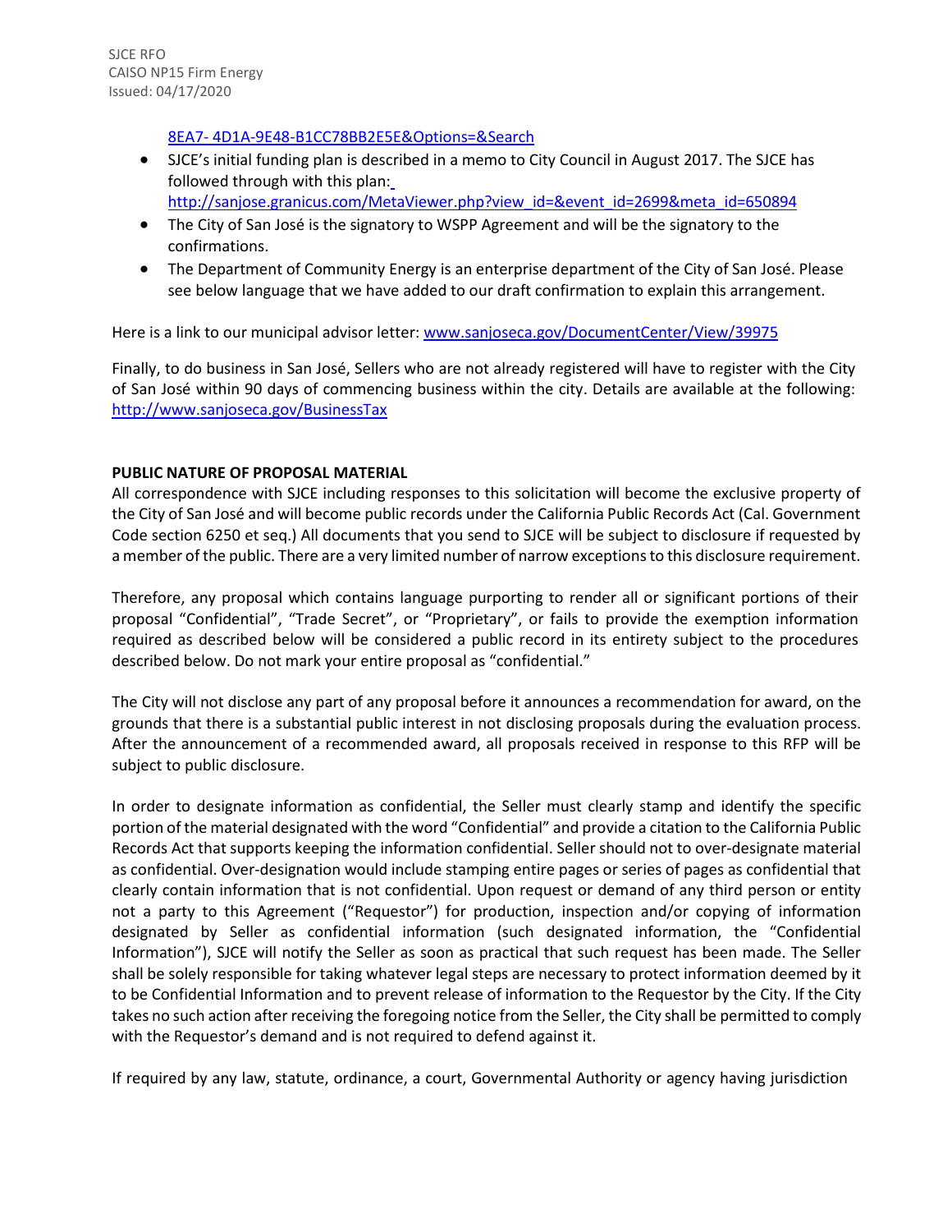[8EA7- 4D1A-9E48-B1CC78BB2E5E&Options=&Search](8EA7-4D1A-9E48-B1CC78BB2E5E&Options=&Search)

- SJCE's initial funding plan is described in a memo to City Council in August 2017. The SJCE has followed through with this plan: [http://sanjose.granicus.com/MetaViewer.php?view_id=&event_id=2699&meta_id=650894](http://sanjose.granicus.com/MetaViewer.php?view_id=&event_id=2699&meta_id=650894)
- The City of San José is the signatory to WSPP Agreement and will be the signatory to the confirmations.
- The Department of Community Energy is an enterprise department of the City of San José. Please see below language that we have added to our draft confirmation to explain this arrangement.

Here is a link to our municipal advisor letter: [www.sanjoseca.gov/DocumentCenter/View/39975](http://www.sanjoseca.gov/DocumentCenter/View/39975)

Finally, to do business in San José, Sellers who are not already registered will have to register with the City of San José within 90 days of commencing business within the city. Details are available at the following: [http://www.sanjoseca.gov/BusinessTax](http://www.sanjoseca.gov/BusinessTax)

**PUBLIC NATURE OF PROPOSAL MATERIAL**

All correspondence with SJCE including responses to this solicitation will become the exclusive property of the City of San José and will become public records under the California Public Records Act (Cal. Government Code section 6250 et seq.) All documents that you send to SJCE will be subject to disclosure if requested by a member of the public. There are a very limited number of narrow exceptions to this disclosure requirement.

Therefore, any proposal which contains language purporting to render all or significant portions of their proposal "Confidential", "Trade Secret", or "Proprietary", or fails to provide the exemption information required as described below will be considered a public record in its entirety subject to the procedures described below. Do not mark your entire proposal as "confidential."

The City will not disclose any part of any proposal before it announces a recommendation for award, on the grounds that there is a substantial public interest in not disclosing proposals during the evaluation process. After the announcement of a recommended award, all proposals received in response to this RFP will be subject to public disclosure.

In order to designate information as confidential, the Seller must clearly stamp and identify the specific portion of the material designated with the word "Confidential" and provide a citation to the California Public Records Act that supports keeping the information confidential. Seller should not to over-designate material as confidential. Over-designation would include stamping entire pages or series of pages as confidential that clearly contain information that is not confidential. Upon request or demand of any third person or entity not a party to this Agreement ("Requestor") for production, inspection and/or copying of information designated by Seller as confidential information (such designated information, the "Confidential Information"), SJCE will notify the Seller as soon as practical that such request has been made. The Seller shall be solely responsible for taking whatever legal steps are necessary to protect information deemed by it to be Confidential Information and to prevent release of information to the Requestor by the City. If the City takes no such action after receiving the foregoing notice from the Seller, the City shall be permitted to comply with the Requestor's demand and is not required to defend against it.

If required by any law, statute, ordinance, a court, Governmental Authority or agency having jurisdiction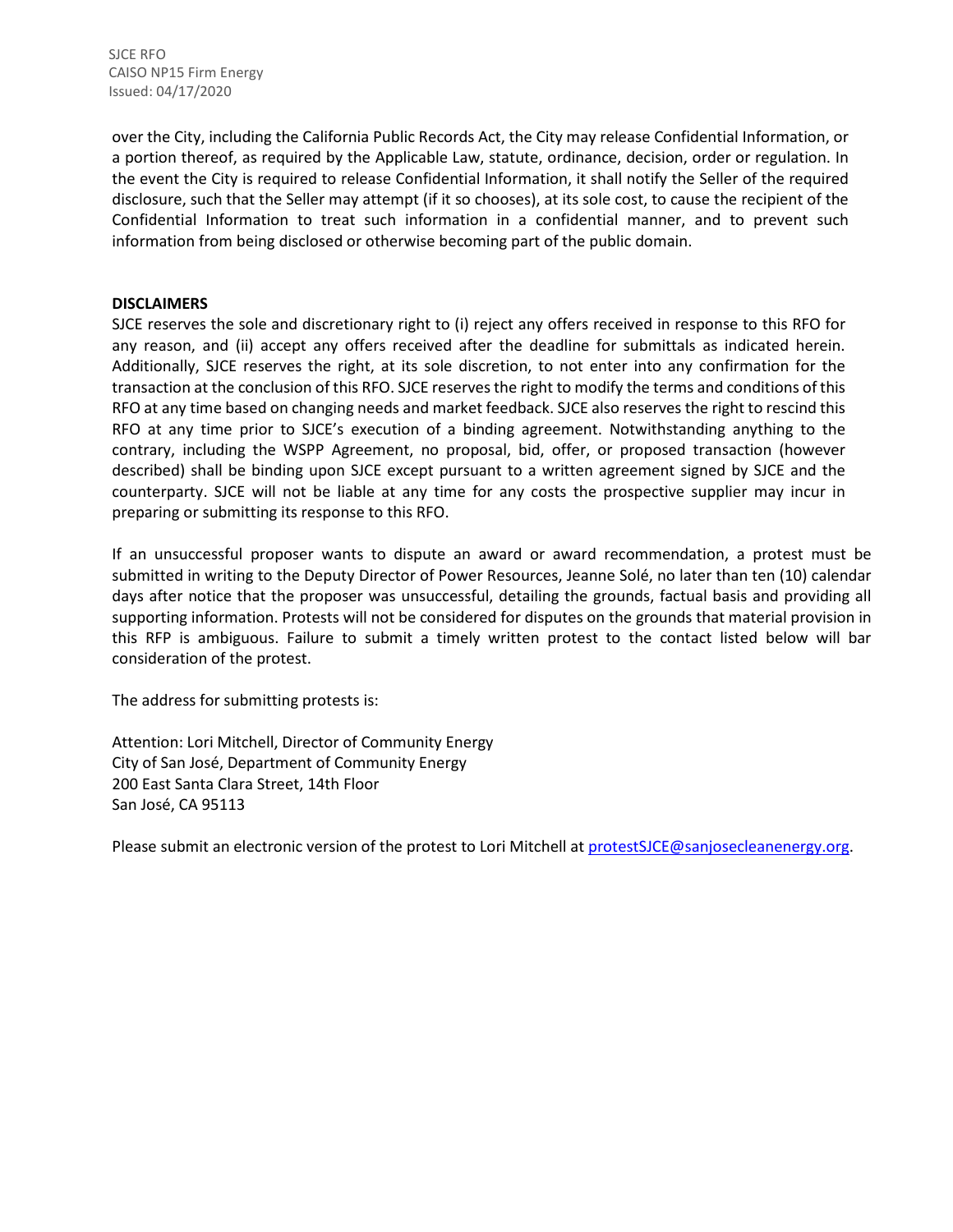over the City, including the California Public Records Act, the City may release Confidential Information, or a portion thereof, as required by the Applicable Law, statute, ordinance, decision, order or regulation. In the event the City is required to release Confidential Information, it shall notify the Seller of the required disclosure, such that the Seller may attempt (if it so chooses), at its sole cost, to cause the recipient of the Confidential Information to treat such information in a confidential manner, and to prevent such information from being disclosed or otherwise becoming part of the public domain.

**DISCLAIMERS**

SJCE reserves the sole and discretionary right to (i) reject any offers received in response to this RFO for any reason, and (ii) accept any offers received after the deadline for submittals as indicated herein. Additionally, SJCE reserves the right, at its sole discretion, to not enter into any confirmation for the transaction at the conclusion of this RFO. SJCE reserves the right to modify the terms and conditions of this RFO at any time based on changing needs and market feedback. SJCE also reserves the right to rescind this RFO at any time prior to SJCE's execution of a binding agreement. Notwithstanding anything to the contrary, including the WSPP Agreement, no proposal, bid, offer, or proposed transaction (however described) shall be binding upon SJCE except pursuant to a written agreement signed by SJCE and the counterparty. SJCE will not be liable at any time for any costs the prospective supplier may incur in preparing or submitting its response to this RFO.

If an unsuccessful proposer wants to dispute an award or award recommendation, a protest must be submitted in writing to the Deputy Director of Power Resources, Jeanne Solé, no later than ten (10) calendar days after notice that the proposer was unsuccessful, detailing the grounds, factual basis and providing all supporting information. Protests will not be considered for disputes on the grounds that material provision in this RFP is ambiguous. Failure to submit a timely written protest to the contact listed below will bar consideration of the protest.

The address for submitting protests is:

Attention: Lori Mitchell, Director of Community Energy
City of San José, Department of Community Energy
200 East Santa Clara Street, 14th Floor
San José, CA 95113

Please submit an electronic version of the protest to Lori Mitchell at protestSJCE@sanjosecleanenergy.org.